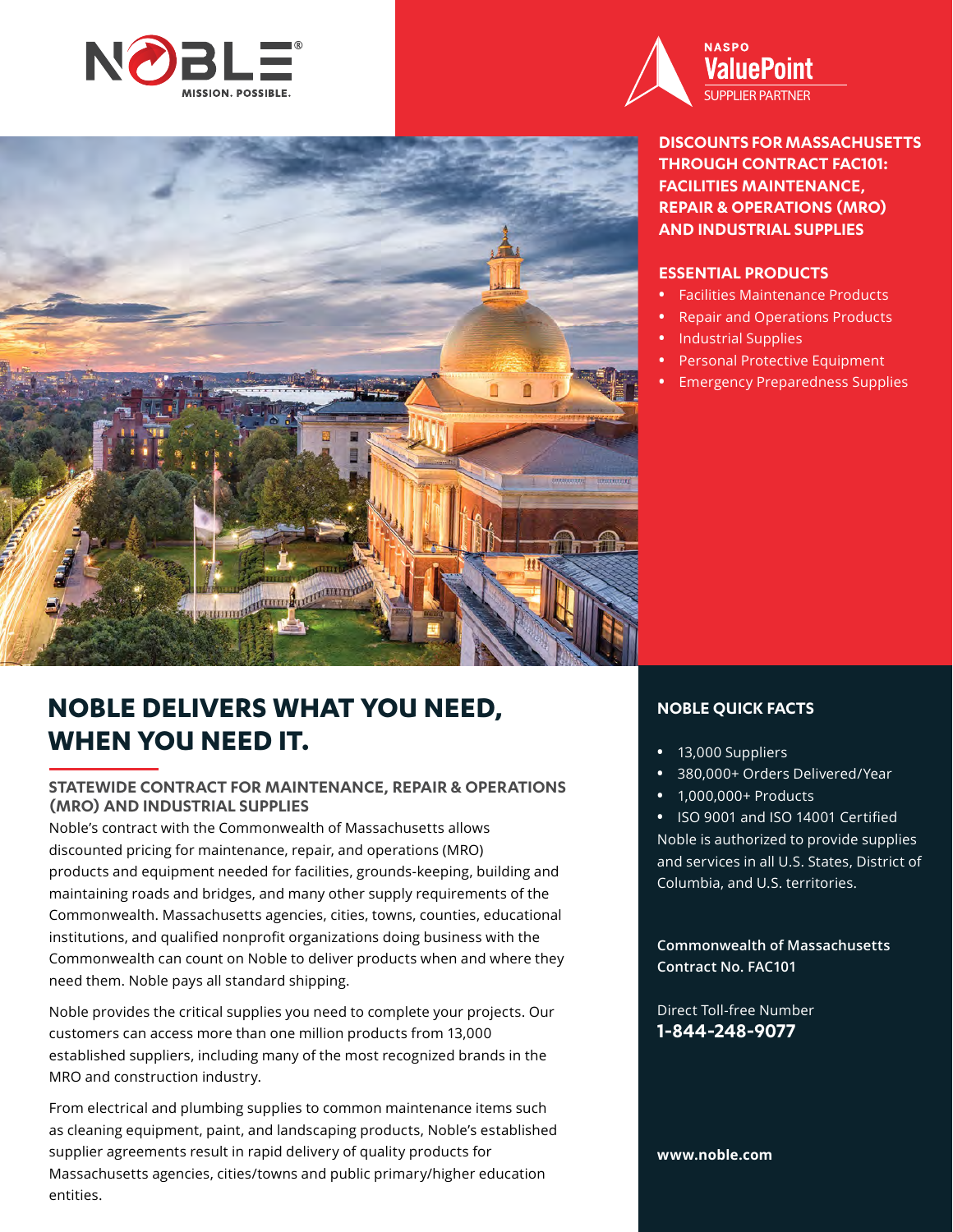NOBLE® MISSION. POSSIBLE.

NASPO ValuePoint SUPPLIER PARTNER

**DISCOUNTS FOR MASSACHUSETTS THROUGH CONTRACT FAC101: FACILITIES MAINTENANCE, REPAIR & OPERATIONS (MRO) AND INDUSTRIAL SUPPLIES**

### ESSENTIAL PRODUCTS

- Facilities Maintenance Products
- Repair and Operations Products
- Industrial Supplies
- Personal Protective Equipment
- Emergency Preparedness Supplies

# NOBLE DELIVERS WHAT YOU NEED, WHEN YOU NEED IT.

### STATEWIDE CONTRACT FOR MAINTENANCE, REPAIR & OPERATIONS (MRO) AND INDUSTRIAL SUPPLIES

Noble's contract with the Commonwealth of Massachusetts allows discounted pricing for maintenance, repair, and operations (MRO) products and equipment needed for facilities, grounds-keeping, building and maintaining roads and bridges, and many other supply requirements of the Commonwealth. Massachusetts agencies, cities, towns, counties, educational institutions, and qualified nonprofit organizations doing business with the Commonwealth can count on Noble to deliver products when and where they need them. Noble pays all standard shipping.

Noble provides the critical supplies you need to complete your projects. Our customers can access more than one million products from 13,000 established suppliers, including many of the most recognized brands in the MRO and construction industry.

From electrical and plumbing supplies to common maintenance items such as cleaning equipment, paint, and landscaping products, Noble's established supplier agreements result in rapid delivery of quality products for Massachusetts agencies, cities/towns and public primary/higher education entities.

### NOBLE QUICK FACTS

- 13,000 Suppliers
- 380,000+ Orders Delivered/Year
- 1,000,000+ Products
- ISO 9001 and ISO 14001 Certified

Noble is authorized to provide supplies and services in all U.S. States, District of Columbia, and U.S. territories.

**Commonwealth of Massachusetts Contract No. FAC101**

Direct Toll-free Number
**1-844-248-9077**

**www.noble.com**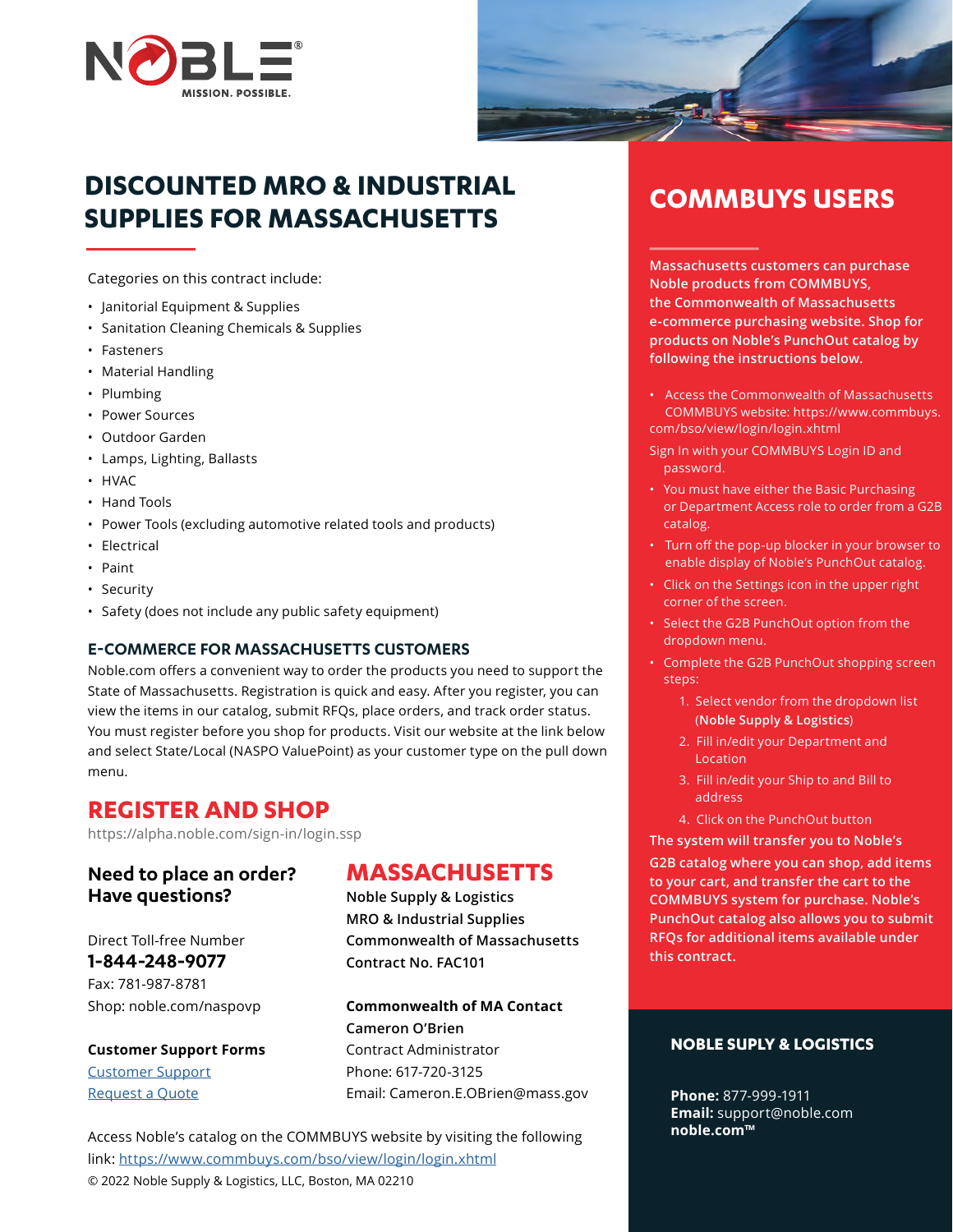NOBLE®
MISSION. POSSIBLE.

# DISCOUNTED MRO & INDUSTRIAL SUPPLIES FOR MASSACHUSETTS

Categories on this contract include:

- Janitorial Equipment & Supplies
- Sanitation Cleaning Chemicals & Supplies
- Fasteners
- Material Handling
- Plumbing
- Power Sources
- Outdoor Garden
- Lamps, Lighting, Ballasts
- HVAC
- Hand Tools
- Power Tools (excluding automotive related tools and products)
- Electrical
- Paint
- Security
- Safety (does not include any public safety equipment)

### E-COMMERCE FOR MASSACHUSETTS CUSTOMERS

Noble.com offers a convenient way to order the products you need to support the State of Massachusetts. Registration is quick and easy. After you register, you can view the items in our catalog, submit RFQs, place orders, and track order status. You must register before you shop for products. Visit our website at the link below and select State/Local (NASPO ValuePoint) as your customer type on the pull down menu.

## REGISTER AND SHOP

https://alpha.noble.com/sign-in/login.ssp

### Need to place an order? Have questions?

Direct Toll-free Number
**1-844-248-9077**
Fax: 781-987-8781
Shop: noble.com/naspovp

**Customer Support Forms**
[Customer Support]
[Request a Quote]

## MASSACHUSETTS

**Noble Supply & Logistics**
**MRO & Industrial Supplies**
**Commonwealth of Massachusetts**
**Contract No. FAC101**

**Commonwealth of MA Contact**
**Cameron O'Brien**
Contract Administrator
Phone: 617-720-3125
Email: Cameron.E.OBrien@mass.gov

Access Noble's catalog on the COMMBUYS website by visiting the following link: https://www.commbuys.com/bso/view/login/login.xhtml

© 2022 Noble Supply & Logistics, LLC, Boston, MA 02210

## COMMBUYS USERS

**Massachusetts customers can purchase Noble products from COMMBUYS, the Commonwealth of Massachusetts e-commerce purchasing website. Shop for products on Noble's PunchOut catalog by following the instructions below.**

- Access the Commonwealth of Massachusetts COMMBUYS website: https://www.commbuys.com/bso/view/login/login.xhtml

Sign In with your COMMBUYS Login ID and password.

- You must have either the Basic Purchasing or Department Access role to order from a G2B catalog.
- Turn off the pop-up blocker in your browser to enable display of Noble's PunchOut catalog.
- Click on the Settings icon in the upper right corner of the screen.
- Select the G2B PunchOut option from the dropdown menu.
- Complete the G2B PunchOut shopping screen steps:
    1. Select vendor from the dropdown list (**Noble Supply & Logistics**)
    2. Fill in/edit your Department and Location
    3. Fill in/edit your Ship to and Bill to address
    4. Click on the PunchOut button

**The system will transfer you to Noble's G2B catalog where you can shop, add items to your cart, and transfer the cart to the COMMBUYS system for purchase. Noble's PunchOut catalog also allows you to submit RFQs for additional items available under this contract.**

### NOBLE SUPLY & LOGISTICS

**Phone:** 877-999-1911
**Email:** support@noble.com
**noble.com™**